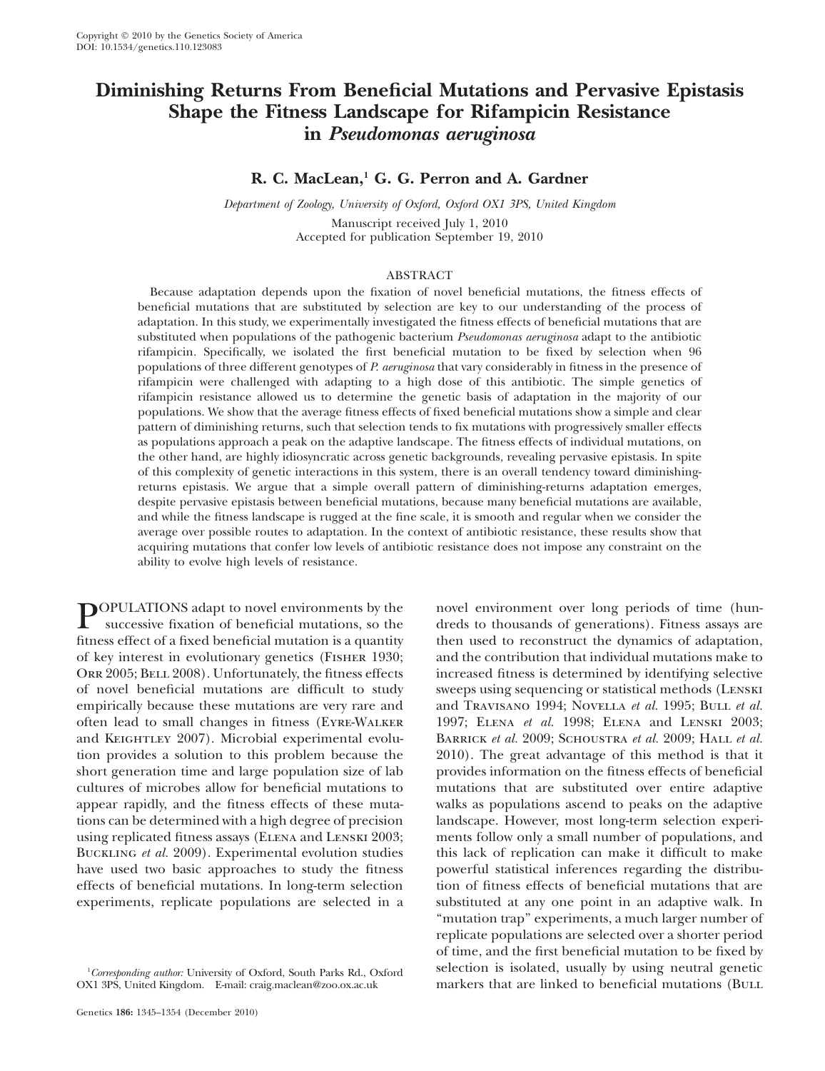# Diminishing Returns From Beneficial Mutations and Pervasive Epistasis Shape the Fitness Landscape for Rifampicin Resistance in *Pseudomonas aeruginosa*

**R. C. MacLean,[1] G. G. Perron and A. Gardner**

*Department of Zoology, University of Oxford, Oxford OX1 3PS, United Kingdom*

Manuscript received July 1, 2010
Accepted for publication September 19, 2010

## ABSTRACT

Because adaptation depends upon the fixation of novel beneficial mutations, the fitness effects of beneficial mutations that are substituted by selection are key to our understanding of the process of adaptation. In this study, we experimentally investigated the fitness effects of beneficial mutations that are substituted when populations of the pathogenic bacterium *Pseudomonas aeruginosa* adapt to the antibiotic rifampicin. Specifically, we isolated the first beneficial mutation to be fixed by selection when 96 populations of three different genotypes of *P. aeruginosa* that vary considerably in fitness in the presence of rifampicin were challenged with adapting to a high dose of this antibiotic. The simple genetics of rifampicin resistance allowed us to determine the genetic basis of adaptation in the majority of our populations. We show that the average fitness effects of fixed beneficial mutations show a simple and clear pattern of diminishing returns, such that selection tends to fix mutations with progressively smaller effects as populations approach a peak on the adaptive landscape. The fitness effects of individual mutations, on the other hand, are highly idiosyncratic across genetic backgrounds, revealing pervasive epistasis. In spite of this complexity of genetic interactions in this system, there is an overall tendency toward diminishing-returns epistasis. We argue that a simple overall pattern of diminishing-returns adaptation emerges, despite pervasive epistasis between beneficial mutations, because many beneficial mutations are available, and while the fitness landscape is rugged at the fine scale, it is smooth and regular when we consider the average over possible routes to adaptation. In the context of antibiotic resistance, these results show that acquiring mutations that confer low levels of antibiotic resistance does not impose any constraint on the ability to evolve high levels of resistance.

POPULATIONS adapt to novel environments by the successive fixation of beneficial mutations, so the fitness effect of a fixed beneficial mutation is a quantity of key interest in evolutionary genetics (Fisher 1930; Orr 2005; Bell 2008). Unfortunately, the fitness effects of novel beneficial mutations are difficult to study empirically because these mutations are very rare and often lead to small changes in fitness (Eyre-Walker and Keightley 2007). Microbial experimental evolution provides a solution to this problem because the short generation time and large population size of lab cultures of microbes allow for beneficial mutations to appear rapidly, and the fitness effects of these mutations can be determined with a high degree of precision using replicated fitness assays (Elena and Lenski 2003; Buckling *et al.* 2009). Experimental evolution studies have used two basic approaches to study the fitness effects of beneficial mutations. In long-term selection experiments, replicate populations are selected in a novel environment over long periods of time (hundreds to thousands of generations). Fitness assays are then used to reconstruct the dynamics of adaptation, and the contribution that individual mutations make to increased fitness is determined by identifying selective sweeps using sequencing or statistical methods (Lenski and Travisano 1994; Novella *et al.* 1995; Bull *et al.* 1997; Elena *et al.* 1998; Elena and Lenski 2003; Barrick *et al.* 2009; Schoustra *et al.* 2009; Hall *et al.* 2010). The great advantage of this method is that it provides information on the fitness effects of beneficial mutations that are substituted over entire adaptive walks as populations ascend to peaks on the adaptive landscape. However, most long-term selection experiments follow only a small number of populations, and this lack of replication can make it difficult to make powerful statistical inferences regarding the distribution of fitness effects of beneficial mutations that are substituted at any one point in an adaptive walk. In "mutation trap" experiments, a much larger number of replicate populations are selected over a shorter period of time, and the first beneficial mutation to be fixed by selection is isolated, usually by using neutral genetic markers that are linked to beneficial mutations (Bull

[1]*Corresponding author:* University of Oxford, South Parks Rd., Oxford OX1 3PS, United Kingdom. E-mail: craig.maclean@zoo.ox.ac.uk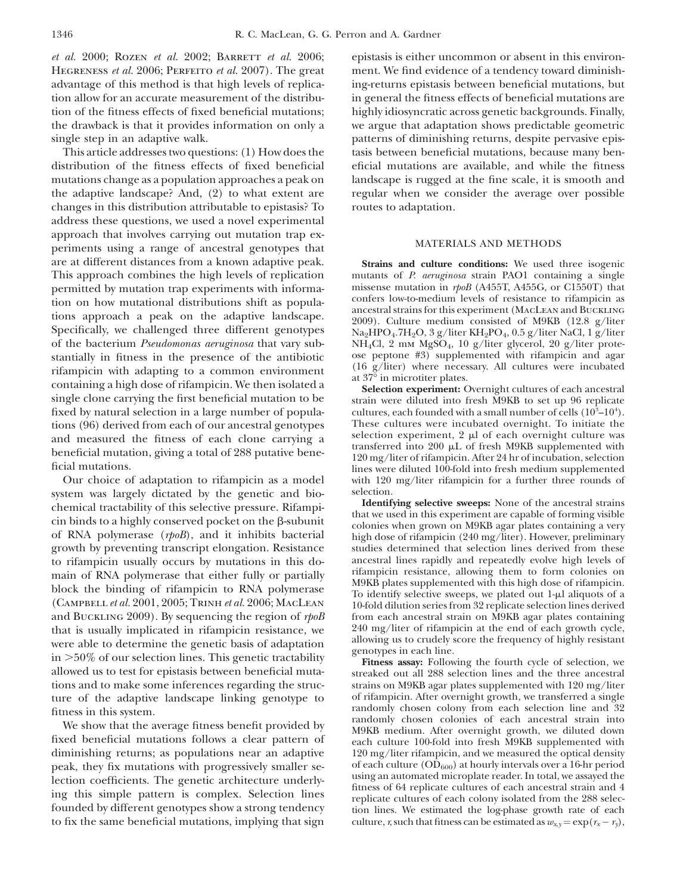*et al.* 2000; Rozen *et al.* 2002; Barrett *et al.* 2006; Hegreness *et al.* 2006; Perfeito *et al.* 2007). The great advantage of this method is that high levels of replication allow for an accurate measurement of the distribution of the fitness effects of fixed beneficial mutations; the drawback is that it provides information on only a single step in an adaptive walk.

This article addresses two questions: (1) How does the distribution of the fitness effects of fixed beneficial mutations change as a population approaches a peak on the adaptive landscape? And, (2) to what extent are changes in this distribution attributable to epistasis? To address these questions, we used a novel experimental approach that involves carrying out mutation trap experiments using a range of ancestral genotypes that are at different distances from a known adaptive peak. This approach combines the high levels of replication permitted by mutation trap experiments with information on how mutational distributions shift as populations approach a peak on the adaptive landscape. Specifically, we challenged three different genotypes of the bacterium *Pseudomonas aeruginosa* that vary substantially in fitness in the presence of the antibiotic rifampicin with adapting to a common environment containing a high dose of rifampicin. We then isolated a single clone carrying the first beneficial mutation to be fixed by natural selection in a large number of populations (96) derived from each of our ancestral genotypes and measured the fitness of each clone carrying a beneficial mutation, giving a total of 288 putative beneficial mutations.

Our choice of adaptation to rifampicin as a model system was largely dictated by the genetic and biochemical tractability of this selective pressure. Rifampicin binds to a highly conserved pocket on the β-subunit of RNA polymerase (*rpoB*), and it inhibits bacterial growth by preventing transcript elongation. Resistance to rifampicin usually occurs by mutations in this domain of RNA polymerase that either fully or partially block the binding of rifampicin to RNA polymerase (Campbell *et al.* 2001, 2005; Trinh *et al.* 2006; MacLean and Buckling 2009). By sequencing the region of *rpoB* that is usually implicated in rifampicin resistance, we were able to determine the genetic basis of adaptation in >50% of our selection lines. This genetic tractability allowed us to test for epistasis between beneficial mutations and to make some inferences regarding the structure of the adaptive landscape linking genotype to fitness in this system.

We show that the average fitness benefit provided by fixed beneficial mutations follows a clear pattern of diminishing returns; as populations near an adaptive peak, they fix mutations with progressively smaller selection coefficients. The genetic architecture underlying this simple pattern is complex. Selection lines founded by different genotypes show a strong tendency to fix the same beneficial mutations, implying that sign epistasis is either uncommon or absent in this environment. We find evidence of a tendency toward diminishing-returns epistasis between beneficial mutations, but in general the fitness effects of beneficial mutations are highly idiosyncratic across genetic backgrounds. Finally, we argue that adaptation shows predictable geometric patterns of diminishing returns, despite pervasive epistasis between beneficial mutations, because many beneficial mutations are available, and while the fitness landscape is rugged at the fine scale, it is smooth and regular when we consider the average over possible routes to adaptation.

## MATERIALS AND METHODS

**Strains and culture conditions:** We used three isogenic mutants of *P. aeruginosa* strain PAO1 containing a single missense mutation in *rpoB* (A455T, A455G, or C1550T) that confers low-to-medium levels of resistance to rifampicin as ancestral strains for this experiment (MacLean and Buckling 2009). Culture medium consisted of M9KB (12.8 g/liter $Na_2HPO_4.7H_2O$, 3 g/liter $KH_2PO_4$, 0.5 g/liter NaCl, 1 g/liter $NH_4Cl$, 2 mM $MgSO_4$, 10 g/liter glycerol, 20 g/liter proteose peptone #3) supplemented with rifampicin and agar (16 g/liter) where necessary. All cultures were incubated at 37° in microtiter plates.

**Selection experiment:** Overnight cultures of each ancestral strain were diluted into fresh M9KB to set up 96 replicate cultures, each founded with a small number of cells ($10^3$–$10^4$). These cultures were incubated overnight. To initiate the selection experiment, 2 μl of each overnight culture was transferred into 200 μL of fresh M9KB supplemented with 120 mg/liter of rifampicin. After 24 hr of incubation, selection lines were diluted 100-fold into fresh medium supplemented with 120 mg/liter rifampicin for a further three rounds of selection.

**Identifying selective sweeps:** None of the ancestral strains that we used in this experiment are capable of forming visible colonies when grown on M9KB agar plates containing a very high dose of rifampicin (240 mg/liter). However, preliminary studies determined that selection lines derived from these ancestral lines rapidly and repeatedly evolve high levels of rifampicin resistance, allowing them to form colonies on M9KB plates supplemented with this high dose of rifampicin. To identify selective sweeps, we plated out 1-μl aliquots of a 10-fold dilution series from 32 replicate selection lines derived from each ancestral strain on M9KB agar plates containing 240 mg/liter of rifampicin at the end of each growth cycle, allowing us to crudely score the frequency of highly resistant genotypes in each line.

**Fitness assay:** Following the fourth cycle of selection, we streaked out all 288 selection lines and the three ancestral strains on M9KB agar plates supplemented with 120 mg/liter of rifampicin. After overnight growth, we transferred a single randomly chosen colony from each selection line and 32 randomly chosen colonies of each ancestral strain into M9KB medium. After overnight growth, we diluted down each culture 100-fold into fresh M9KB supplemented with 120 mg/liter rifampicin, and we measured the optical density of each culture ($OD_{600}$) at hourly intervals over a 16-hr period using an automated microplate reader. In total, we assayed the fitness of 64 replicate cultures of each ancestral strain and 4 replicate cultures of each colony isolated from the 288 selection lines. We estimated the log-phase growth rate of each culture, $r$, such that fitness can be estimated as $w_{x,y} = \exp(r_x - r_y)$,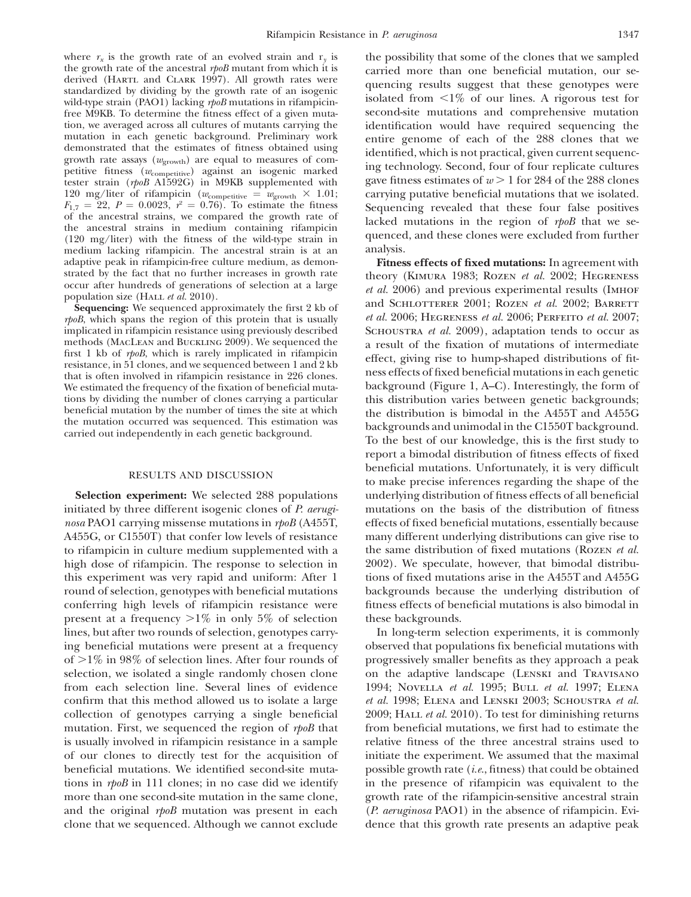where $r_x$ is the growth rate of an evolved strain and $r_y$ is the growth rate of the ancestral *rpoB* mutant from which it is derived (Hartl and Clark 1997). All growth rates were standardized by dividing by the growth rate of an isogenic wild-type strain (PAO1) lacking *rpoB* mutations in rifampicin-free M9KB. To determine the fitness effect of a given mutation, we averaged across all cultures of mutants carrying the mutation in each genetic background. Preliminary work demonstrated that the estimates of fitness obtained using growth rate assays ($w_{\text{growth}}$) are equal to measures of competitive fitness ($w_{\text{competitive}}$) against an isogenic marked tester strain (*rpoB* A1592G) in M9KB supplemented with 120 mg/liter of rifampicin ($w_{\text{competitive}} = w_{\text{growth}} \times 1.01$; $F_{1,7} = 22$, $P = 0.0023$, $r^2 = 0.76$). To estimate the fitness of the ancestral strains, we compared the growth rate of the ancestral strains in medium containing rifampicin (120 mg/liter) with the fitness of the wild-type strain in medium lacking rifampicin. The ancestral strain is at an adaptive peak in rifampicin-free culture medium, as demonstrated by the fact that no further increases in growth rate occur after hundreds of generations of selection at a large population size (Hall *et al.* 2010).

**Sequencing:** We sequenced approximately the first 2 kb of *rpoB*, which spans the region of this protein that is usually implicated in rifampicin resistance using previously described methods (MacLean and Buckling 2009). We sequenced the first 1 kb of *rpoB*, which is rarely implicated in rifampicin resistance, in 51 clones, and we sequenced between 1 and 2 kb that is often involved in rifampicin resistance in 226 clones. We estimated the frequency of the fixation of beneficial mutations by dividing the number of clones carrying a particular beneficial mutation by the number of times the site at which the mutation occurred was sequenced. This estimation was carried out independently in each genetic background.

## RESULTS AND DISCUSSION

**Selection experiment:** We selected 288 populations initiated by three different isogenic clones of *P. aeruginosa* PAO1 carrying missense mutations in *rpoB* (A455T, A455G, or C1550T) that confer low levels of resistance to rifampicin in culture medium supplemented with a high dose of rifampicin. The response to selection in this experiment was very rapid and uniform: After 1 round of selection, genotypes with beneficial mutations conferring high levels of rifampicin resistance were present at a frequency >1% in only 5% of selection lines, but after two rounds of selection, genotypes carrying beneficial mutations were present at a frequency of >1% in 98% of selection lines. After four rounds of selection, we isolated a single randomly chosen clone from each selection line. Several lines of evidence confirm that this method allowed us to isolate a large collection of genotypes carrying a single beneficial mutation. First, we sequenced the region of *rpoB* that is usually involved in rifampicin resistance in a sample of our clones to directly test for the acquisition of beneficial mutations. We identified second-site mutations in *rpoB* in 111 clones; in no case did we identify more than one second-site mutation in the same clone, and the original *rpoB* mutation was present in each clone that we sequenced. Although we cannot exclude the possibility that some of the clones that we sampled carried more than one beneficial mutation, our sequencing results suggest that these genotypes were isolated from <1% of our lines. A rigorous test for second-site mutations and comprehensive mutation identification would have required sequencing the entire genome of each of the 288 clones that we identified, which is not practical, given current sequencing technology. Second, four of four replicate cultures gave fitness estimates of $w > 1$ for 284 of the 288 clones carrying putative beneficial mutations that we isolated. Sequencing revealed that these four false positives lacked mutations in the region of *rpoB* that we sequenced, and these clones were excluded from further analysis.

**Fitness effects of fixed mutations:** In agreement with theory (Kimura 1983; Rozen *et al.* 2002; Hegreness *et al.* 2006) and previous experimental results (Imhof and Schlotterer 2001; Rozen *et al.* 2002; Barrett *et al.* 2006; Hegreness *et al.* 2006; Perfeito *et al.* 2007; Schoustra *et al.* 2009), adaptation tends to occur as a result of the fixation of mutations of intermediate effect, giving rise to hump-shaped distributions of fitness effects of fixed beneficial mutations in each genetic background (Figure 1, A–C). Interestingly, the form of this distribution varies between genetic backgrounds; the distribution is bimodal in the A455T and A455G backgrounds and unimodal in the C1550T background. To the best of our knowledge, this is the first study to report a bimodal distribution of fitness effects of fixed beneficial mutations. Unfortunately, it is very difficult to make precise inferences regarding the shape of the underlying distribution of fitness effects of all beneficial mutations on the basis of the distribution of fitness effects of fixed beneficial mutations, essentially because many different underlying distributions can give rise to the same distribution of fixed mutations (Rozen *et al.* 2002). We speculate, however, that bimodal distributions of fixed mutations arise in the A455T and A455G backgrounds because the underlying distribution of fitness effects of beneficial mutations is also bimodal in these backgrounds.

In long-term selection experiments, it is commonly observed that populations fix beneficial mutations with progressively smaller benefits as they approach a peak on the adaptive landscape (Lenski and Travisano 1994; Novella *et al.* 1995; Bull *et al.* 1997; Elena *et al.* 1998; Elena and Lenski 2003; Schoustra *et al.* 2009; Hall *et al.* 2010). To test for diminishing returns from beneficial mutations, we first had to estimate the relative fitness of the three ancestral strains used to initiate the experiment. We assumed that the maximal possible growth rate (*i.e.*, fitness) that could be obtained in the presence of rifampicin was equivalent to the growth rate of the rifampicin-sensitive ancestral strain (*P. aeruginosa* PAO1) in the absence of rifampicin. Evidence that this growth rate presents an adaptive peak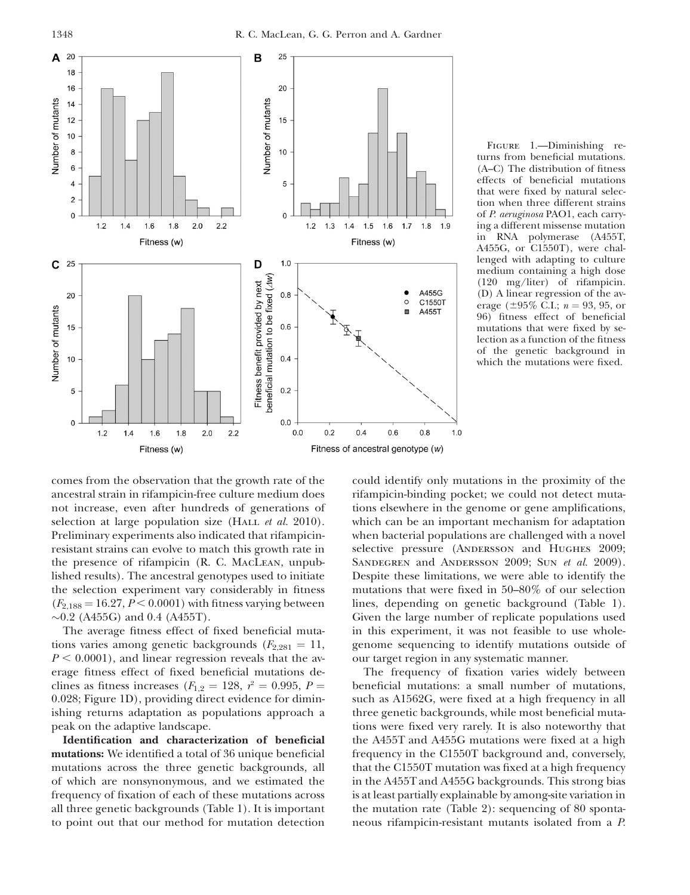FIGURE 1.—Diminishing returns from beneficial mutations. (A–C) The distribution of fitness effects of beneficial mutations that were fixed by natural selection when three different strains of *P. aeruginosa* PAO1, each carrying a different missense mutation in RNA polymerase (A455T, A455G, or C1550T), were challenged with adapting to culture medium containing a high dose (120 mg/liter) of rifampicin. (D) A linear regression of the average (±95% C.I.; $n = 93$, 95, or 96) fitness effect of beneficial mutations that were fixed by selection as a function of the fitness of the genetic background in which the mutations were fixed.

comes from the observation that the growth rate of the ancestral strain in rifampicin-free culture medium does not increase, even after hundreds of generations of selection at large population size (HALL *et al.* 2010). Preliminary experiments also indicated that rifampicin-resistant strains can evolve to match this growth rate in the presence of rifampicin (R. C. MACLEAN, unpublished results). The ancestral genotypes used to initiate the selection experiment vary considerably in fitness ($F_{2,188} = 16.27$, $P < 0.0001$) with fitness varying between ~0.2 (A455G) and 0.4 (A455T).

The average fitness effect of fixed beneficial mutations varies among genetic backgrounds ($F_{2,281} = 11$, $P < 0.0001$), and linear regression reveals that the average fitness effect of fixed beneficial mutations declines as fitness increases ($F_{1,2} = 128$, $r^2 = 0.995$, $P = 0.028$; Figure 1D), providing direct evidence for diminishing returns adaptation as populations approach a peak on the adaptive landscape.

**Identification and characterization of beneficial mutations:** We identified a total of 36 unique beneficial mutations across the three genetic backgrounds, all of which are nonsynonymous, and we estimated the frequency of fixation of each of these mutations across all three genetic backgrounds (Table 1). It is important to point out that our method for mutation detection could identify only mutations in the proximity of the rifampicin-binding pocket; we could not detect mutations elsewhere in the genome or gene amplifications, which can be an important mechanism for adaptation when bacterial populations are challenged with a novel selective pressure (ANDERSSON and HUGHES 2009; SANDEGREN and ANDERSSON 2009; SUN *et al.* 2009). Despite these limitations, we were able to identify the mutations that were fixed in 50–80% of our selection lines, depending on genetic background (Table 1). Given the large number of replicate populations used in this experiment, it was not feasible to use whole-genome sequencing to identify mutations outside of our target region in any systematic manner.

The frequency of fixation varies widely between beneficial mutations: a small number of mutations, such as A1562G, were fixed at a high frequency in all three genetic backgrounds, while most beneficial mutations were fixed very rarely. It is also noteworthy that the A455T and A455G mutations were fixed at a high frequency in the C1550T background and, conversely, that the C1550T mutation was fixed at a high frequency in the A455T and A455G backgrounds. This strong bias is at least partially explainable by among-site variation in the mutation rate (Table 2): sequencing of 80 spontaneous rifampicin-resistant mutants isolated from a *P.*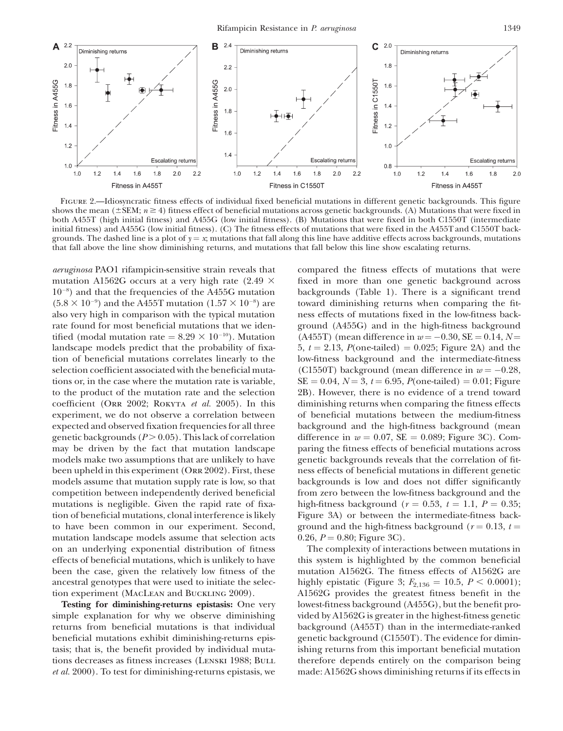FIGURE 2.—Idiosyncratic fitness effects of individual fixed beneficial mutations in different genetic backgrounds. This figure shows the mean (±SEM; $n \geq 4$) fitness effect of beneficial mutations across genetic backgrounds. (A) Mutations that were fixed in both A455T (high initial fitness) and A455G (low initial fitness). (B) Mutations that were fixed in both C1550T (intermediate initial fitness) and A455G (low initial fitness). (C) The fitness effects of mutations that were fixed in the A455T and C1550T backgrounds. The dashed line is a plot of $y = x$; mutations that fall along this line have additive effects across backgrounds, mutations that fall above the line show diminishing returns, and mutations that fall below this line show escalating returns.

*aeruginosa* PAO1 rifampicin-sensitive strain reveals that mutation A1562G occurs at a very high rate ($2.49 \times 10^{-8}$) and that the frequencies of the A455G mutation ($5.8 \times 10^{-9}$) and the A455T mutation ($1.57 \times 10^{-8}$) are also very high in comparison with the typical mutation rate found for most beneficial mutations that we identified (modal mutation rate = $8.29 \times 10^{-10}$). Mutation landscape models predict that the probability of fixation of beneficial mutations correlates linearly to the selection coefficient associated with the beneficial mutations or, in the case where the mutation rate is variable, to the product of the mutation rate and the selection coefficient (Orr 2002; Rokyta *et al.* 2005). In this experiment, we do not observe a correlation between expected and observed fixation frequencies for all three genetic backgrounds ($P > 0.05$). This lack of correlation may be driven by the fact that mutation landscape models make two assumptions that are unlikely to have been upheld in this experiment (Orr 2002). First, these models assume that mutation supply rate is low, so that competition between independently derived beneficial mutations is negligible. Given the rapid rate of fixation of beneficial mutations, clonal interference is likely to have been common in our experiment. Second, mutation landscape models assume that selection acts on an underlying exponential distribution of fitness effects of beneficial mutations, which is unlikely to have been the case, given the relatively low fitness of the ancestral genotypes that were used to initiate the selection experiment (MacLean and Buckling 2009).

**Testing for diminishing-returns epistasis:** One very simple explanation for why we observe diminishing returns from beneficial mutations is that individual beneficial mutations exhibit diminishing-returns epistasis; that is, the benefit provided by individual mutations decreases as fitness increases (Lenski 1988; Bull *et al.* 2000). To test for diminishing-returns epistasis, we compared the fitness effects of mutations that were fixed in more than one genetic background across backgrounds (Table 1). There is a significant trend toward diminishing returns when comparing the fitness effects of mutations fixed in the low-fitness background (A455G) and in the high-fitness background (A455T) (mean difference in $w = -0.30$, SE = 0.14, $N = 5$, $t = 2.13$, $P$(one-tailed) = 0.025; Figure 2A) and the low-fitness background and the intermediate-fitness (C1550T) background (mean difference in $w = -0.28$, SE = 0.04, $N = 3$, $t = 6.95$, $P$(one-tailed) = 0.01; Figure 2B). However, there is no evidence of a trend toward diminishing returns when comparing the fitness effects of beneficial mutations between the medium-fitness background and the high-fitness background (mean difference in $w = 0.07$, SE = 0.089; Figure 3C). Comparing the fitness effects of beneficial mutations across genetic backgrounds reveals that the correlation of fitness effects of beneficial mutations in different genetic backgrounds is low and does not differ significantly from zero between the low-fitness background and the high-fitness background ($r = 0.53$, $t = 1.1$, $P = 0.35$; Figure 3A) or between the intermediate-fitness background and the high-fitness background ($r = 0.13$, $t = 0.26$, $P = 0.80$; Figure 3C).

The complexity of interactions between mutations in this system is highlighted by the common beneficial mutation A1562G. The fitness effects of A1562G are highly epistatic (Figure 3; $F_{2,136} = 10.5$, $P < 0.0001$); A1562G provides the greatest fitness benefit in the lowest-fitness background (A455G), but the benefit provided by A1562G is greater in the highest-fitness genetic background (A455T) than in the intermediate-ranked genetic background (C1550T). The evidence for diminishing returns from this important beneficial mutation therefore depends entirely on the comparison being made: A1562G shows diminishing returns if its effects in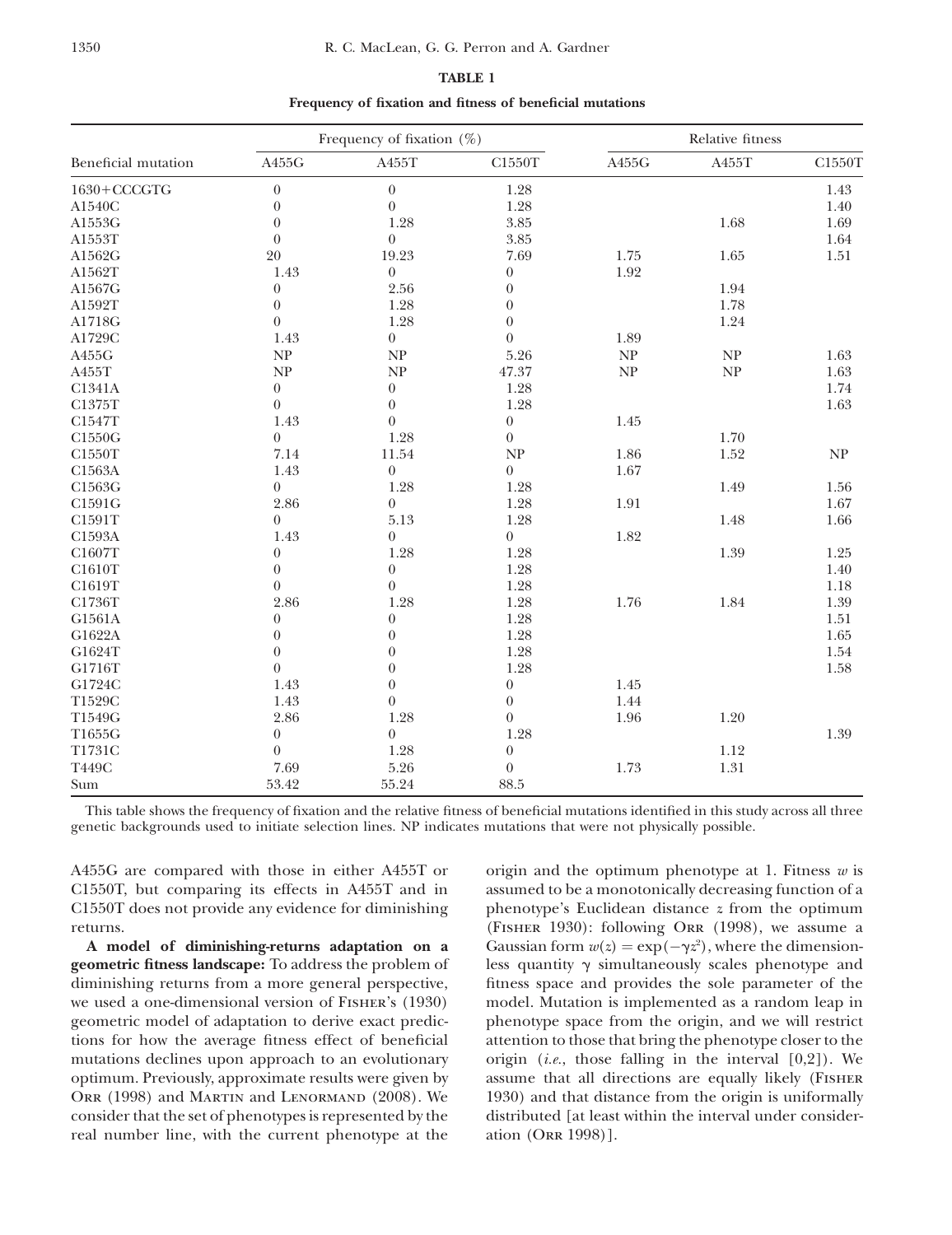**TABLE 1**

**Frequency of fixation and fitness of beneficial mutations**

| Beneficial mutation | Frequency of fixation (%) | | | Relative fitness | | |
|---|---|---|---|---|---|---|
| | A455G | A455T | C1550T | A455G | A455T | C1550T |
| 1630+CCCGTG | 0 | 0 | 1.28 | | | 1.43 |
| A1540C | 0 | 0 | 1.28 | | | 1.40 |
| A1553G | 0 | 1.28 | 3.85 | | 1.68 | 1.69 |
| A1553T | 0 | 0 | 3.85 | | | 1.64 |
| A1562G | 20 | 19.23 | 7.69 | 1.75 | 1.65 | 1.51 |
| A1562T | 1.43 | 0 | 0 | 1.92 | | |
| A1567G | 0 | 2.56 | 0 | | 1.94 | |
| A1592T | 0 | 1.28 | 0 | | 1.78 | |
| A1718G | 0 | 1.28 | 0 | | 1.24 | |
| A1729C | 1.43 | 0 | 0 | 1.89 | | |
| A455G | NP | NP | 5.26 | NP | NP | 1.63 |
| A455T | NP | NP | 47.37 | NP | NP | 1.63 |
| C1341A | 0 | 0 | 1.28 | | | 1.74 |
| C1375T | 0 | 0 | 1.28 | | | 1.63 |
| C1547T | 1.43 | 0 | 0 | 1.45 | | |
| C1550G | 0 | 1.28 | 0 | | 1.70 | |
| C1550T | 7.14 | 11.54 | NP | 1.86 | 1.52 | NP |
| C1563A | 1.43 | 0 | 0 | 1.67 | | |
| C1563G | 0 | 1.28 | 1.28 | | 1.49 | 1.56 |
| C1591G | 2.86 | 0 | 1.28 | 1.91 | | 1.67 |
| C1591T | 0 | 5.13 | 1.28 | | 1.48 | 1.66 |
| C1593A | 1.43 | 0 | 0 | 1.82 | | |
| C1607T | 0 | 1.28 | 1.28 | | 1.39 | 1.25 |
| C1610T | 0 | 0 | 1.28 | | | 1.40 |
| C1619T | 0 | 0 | 1.28 | | | 1.18 |
| C1736T | 2.86 | 1.28 | 1.28 | 1.76 | 1.84 | 1.39 |
| G1561A | 0 | 0 | 1.28 | | | 1.51 |
| G1622A | 0 | 0 | 1.28 | | | 1.65 |
| G1624T | 0 | 0 | 1.28 | | | 1.54 |
| G1716T | 0 | 0 | 1.28 | | | 1.58 |
| G1724C | 1.43 | 0 | 0 | 1.45 | | |
| T1529C | 1.43 | 0 | 0 | 1.44 | | |
| T1549G | 2.86 | 1.28 | 0 | 1.96 | 1.20 | |
| T1655G | 0 | 0 | 1.28 | | | 1.39 |
| T1731C | 0 | 1.28 | 0 | | 1.12 | |
| T449C | 7.69 | 5.26 | 0 | 1.73 | 1.31 | |
| Sum | 53.42 | 55.24 | 88.5 | | | |

This table shows the frequency of fixation and the relative fitness of beneficial mutations identified in this study across all three genetic backgrounds used to initiate selection lines. NP indicates mutations that were not physically possible.

A455G are compared with those in either A455T or C1550T, but comparing its effects in A455T and in C1550T does not provide any evidence for diminishing returns.

**A model of diminishing-returns adaptation on a geometric fitness landscape:** To address the problem of diminishing returns from a more general perspective, we used a one-dimensional version of Fisher's (1930) geometric model of adaptation to derive exact predictions for how the average fitness effect of beneficial mutations declines upon approach to an evolutionary optimum. Previously, approximate results were given by Orr (1998) and Martin and Lenormand (2008). We consider that the set of phenotypes is represented by the real number line, with the current phenotype at the origin and the optimum phenotype at 1. Fitness $w$ is assumed to be a monotonically decreasing function of a phenotype's Euclidean distance $z$ from the optimum (Fisher 1930): following Orr (1998), we assume a Gaussian form $w(z) = \exp(-\gamma z^2)$, where the dimensionless quantity $\gamma$ simultaneously scales phenotype and fitness space and provides the sole parameter of the model. Mutation is implemented as a random leap in phenotype space from the origin, and we will restrict attention to those that bring the phenotype closer to the origin (*i.e.*, those falling in the interval [0,2]). We assume that all directions are equally likely (Fisher 1930) and that distance from the origin is uniformally distributed [at least within the interval under consideration (Orr 1998)].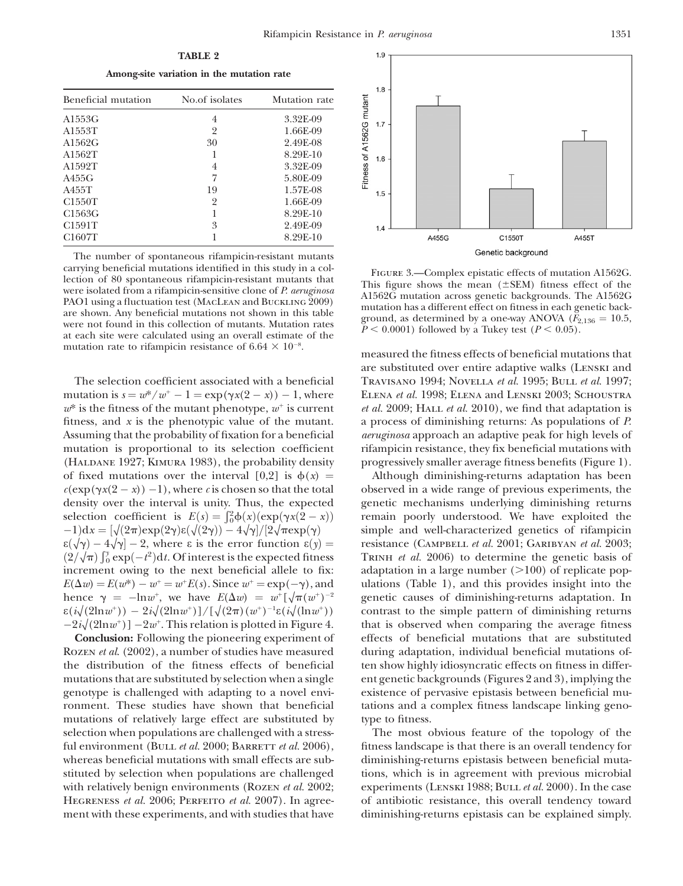**TABLE 2**

**Among-site variation in the mutation rate**

| Beneficial mutation | No.of isolates | Mutation rate |
|---|---|---|
| A1553G | 4 | 3.32E-09 |
| A1553T | 2 | 1.66E-09 |
| A1562G | 30 | 2.49E-08 |
| A1562T | 1 | 8.29E-10 |
| A1592T | 4 | 3.32E-09 |
| A455G | 7 | 5.80E-09 |
| A455T | 19 | 1.57E-08 |
| C1550T | 2 | 1.66E-09 |
| C1563G | 1 | 8.29E-10 |
| C1591T | 3 | 2.49E-09 |
| C1607T | 1 | 8.29E-10 |

The number of spontaneous rifampicin-resistant mutants carrying beneficial mutations identified in this study in a collection of 80 spontaneous rifampicin-resistant mutants that were isolated from a rifampicin-sensitive clone of *P. aeruginosa* PAO1 using a fluctuation test (MacLean and Buckling 2009) are shown. Any beneficial mutations not shown in this table were not found in this collection of mutants. Mutation rates at each site were calculated using an overall estimate of the mutation rate to rifampicin resistance of $6.64 \times 10^{-8}$.

The selection coefficient associated with a beneficial mutation is $s = w^*/w^+ - 1 = \exp(\gamma x(2-x)) - 1$, where $w^*$ is the fitness of the mutant phenotype, $w^+$ is current fitness, and $x$ is the phenotypic value of the mutant. Assuming that the probability of fixation for a beneficial mutation is proportional to its selection coefficient (Haldane 1927; Kimura 1983), the probability density of fixed mutations over the interval [0,2] is $\phi(x) = c(\exp(\gamma x(2-x)) - 1)$, where $c$ is chosen so that the total density over the interval is unity. Thus, the expected selection coefficient is $E(s) = \int_0^2 \phi(x)(\exp(\gamma x(2-x)) - 1)\mathrm{d}x = [\sqrt{(2\pi)}\exp(2\gamma)\varepsilon(\sqrt{(2\gamma)}) - 4\sqrt{\gamma}]/[2\sqrt{\pi}\exp(\gamma)\varepsilon(\sqrt{\gamma}) - 4\sqrt{\gamma}] - 2$, where $\varepsilon$ is the error function $\varepsilon(y) = (2/\sqrt{\pi})\int_0^y \exp(-t^2)\mathrm{d}t$. Of interest is the expected fitness increment owing to the next beneficial allele to fix: $E(\Delta w) = E(w^*) - w^+ = w^+ E(s)$. Since $w^+ = \exp(-\gamma)$, and hence $\gamma = -\ln w^+$, we have $E(\Delta w) = w^+[\sqrt{\pi}(w^+)^{-2}\varepsilon(i\sqrt{(2\ln w^+)}) - 2i\sqrt{(2\ln w^+)}]/[\sqrt{(2\pi)}(w^+)^{-1}\varepsilon(i\sqrt{(\ln w^+)}) - 2i\sqrt{(2\ln w^+)}] - 2w^+$. This relation is plotted in Figure 4.

**Conclusion:** Following the pioneering experiment of Rozen *et al.* (2002), a number of studies have measured the distribution of the fitness effects of beneficial mutations that are substituted by selection when a single genotype is challenged with adapting to a novel environment. These studies have shown that beneficial mutations of relatively large effect are substituted by selection when populations are challenged with a stressful environment (Bull *et al.* 2000; Barrett *et al.* 2006), whereas beneficial mutations with small effects are substituted by selection when populations are challenged with relatively benign environments (Rozen *et al.* 2002; Hegreness *et al.* 2006; Perfeito *et al.* 2007). In agreement with these experiments, and with studies that have measured the fitness effects of beneficial mutations that are substituted over entire adaptive walks (Lenski and Travisano 1994; Novella *et al.* 1995; Bull *et al.* 1997; Elena *et al.* 1998; Elena and Lenski 2003; Schoustra *et al.* 2009; Hall *et al.* 2010), we find that adaptation is a process of diminishing returns: As populations of *P. aeruginosa* approach an adaptive peak for high levels of rifampicin resistance, they fix beneficial mutations with progressively smaller average fitness benefits (Figure 1).

Figure 3.—Complex epistatic effects of mutation A1562G. This figure shows the mean (±SEM) fitness effect of the A1562G mutation across genetic backgrounds. The A1562G mutation has a different effect on fitness in each genetic background, as determined by a one-way ANOVA ($F_{2,136} = 10.5$, $P < 0.0001$) followed by a Tukey test ($P < 0.05$).

Although diminishing-returns adaptation has been observed in a wide range of previous experiments, the genetic mechanisms underlying diminishing returns remain poorly understood. We have exploited the simple and well-characterized genetics of rifampicin resistance (Campbell *et al.* 2001; Garibyan *et al.* 2003; Trinh *et al.* 2006) to determine the genetic basis of adaptation in a large number (>100) of replicate populations (Table 1), and this provides insight into the genetic causes of diminishing-returns adaptation. In contrast to the simple pattern of diminishing returns that is observed when comparing the average fitness effects of beneficial mutations that are substituted during adaptation, individual beneficial mutations often show highly idiosyncratic effects on fitness in different genetic backgrounds (Figures 2 and 3), implying the existence of pervasive epistasis between beneficial mutations and a complex fitness landscape linking genotype to fitness.

The most obvious feature of the topology of the fitness landscape is that there is an overall tendency for diminishing-returns epistasis between beneficial mutations, which is in agreement with previous microbial experiments (Lenski 1988; Bull *et al.* 2000). In the case of antibiotic resistance, this overall tendency toward diminishing-returns epistasis can be explained simply.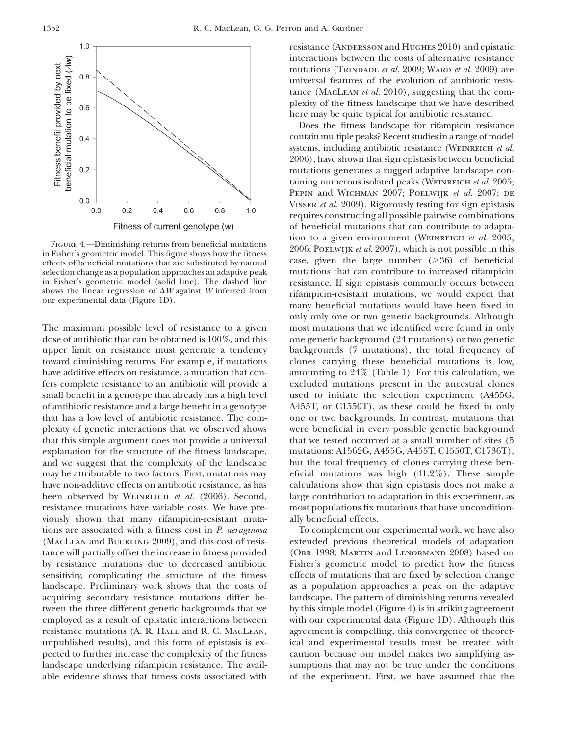Figure 4.—Diminishing returns from beneficial mutations in Fisher's geometric model. This figure shows how the fitness effects of beneficial mutations that are substituted by natural selection change as a population approaches an adaptive peak in Fisher's geometric model (solid line). The dashed line shows the linear regression of $\Delta W$ against $W$ inferred from our experimental data (Figure 1D).

The maximum possible level of resistance to a given dose of antibiotic that can be obtained is 100%, and this upper limit on resistance must generate a tendency toward diminishing returns. For example, if mutations have additive effects on resistance, a mutation that confers complete resistance to an antibiotic will provide a small benefit in a genotype that already has a high level of antibiotic resistance and a large benefit in a genotype that has a low level of antibiotic resistance. The complexity of genetic interactions that we observed shows that this simple argument does not provide a universal explanation for the structure of the fitness landscape, and we suggest that the complexity of the landscape may be attributable to two factors. First, mutations may have non-additive effects on antibiotic resistance, as has been observed by Weinreich *et al.* (2006). Second, resistance mutations have variable costs. We have previously shown that many rifampicin-resistant mutations are associated with a fitness cost in *P. aeruginosa* (MacLean and Buckling 2009), and this cost of resistance will partially offset the increase in fitness provided by resistance mutations due to decreased antibiotic sensitivity, complicating the structure of the fitness landscape. Preliminary work shows that the costs of acquiring secondary resistance mutations differ between the three different genetic backgrounds that we employed as a result of epistatic interactions between resistance mutations (A. R. Hall and R. C. MacLean, unpublished results), and this form of epistasis is expected to further increase the complexity of the fitness landscape underlying rifampicin resistance. The available evidence shows that fitness costs associated with resistance (Andersson and Hughes 2010) and epistatic interactions between the costs of alternative resistance mutations (Trindade *et al.* 2009; Ward *et al.* 2009) are universal features of the evolution of antibiotic resistance (MacLean *et al.* 2010), suggesting that the complexity of the fitness landscape that we have described here may be quite typical for antibiotic resistance.

Does the fitness landscape for rifampicin resistance contain multiple peaks? Recent studies in a range of model systems, including antibiotic resistance (Weinreich *et al.* 2006), have shown that sign epistasis between beneficial mutations generates a rugged adaptive landscape containing numerous isolated peaks (Weinreich *et al.* 2005; Pepin and Wichman 2007; Poelwijk *et al.* 2007; de Visser *et al.* 2009). Rigorously testing for sign epistasis requires constructing all possible pairwise combinations of beneficial mutations that can contribute to adaptation to a given environment (Weinreich *et al.* 2005, 2006; Poelwijk *et al.* 2007), which is not possible in this case, given the large number (>36) of beneficial mutations that can contribute to increased rifampicin resistance. If sign epistasis commonly occurs between rifampicin-resistant mutations, we would expect that many beneficial mutations would have been fixed in only only one or two genetic backgrounds. Although most mutations that we identified were found in only one genetic background (24 mutations) or two genetic backgrounds (7 mutations), the total frequency of clones carrying these beneficial mutations is low, amounting to 24% (Table 1). For this calculation, we excluded mutations present in the ancestral clones used to initiate the selection experiment (A455G, A455T, or C1550T), as these could be fixed in only one or two backgrounds. In contrast, mutations that were beneficial in every possible genetic background that we tested occurred at a small number of sites (5 mutations: A1562G, A455G, A455T, C1550T, C1736T), but the total frequency of clones carrying these beneficial mutations was high (41.2%). These simple calculations show that sign epistasis does not make a large contribution to adaptation in this experiment, as most populations fix mutations that have unconditionally beneficial effects.

To complement our experimental work, we have also extended previous theoretical models of adaptation (Orr 1998; Martin and Lenormand 2008) based on Fisher's geometric model to predict how the fitness effects of mutations that are fixed by selection change as a population approaches a peak on the adaptive landscape. The pattern of diminishing returns revealed by this simple model (Figure 4) is in striking agreement with our experimental data (Figure 1D). Although this agreement is compelling, this convergence of theoretical and experimental results must be treated with caution because our model makes two simplifying assumptions that may not be true under the conditions of the experiment. First, we have assumed that the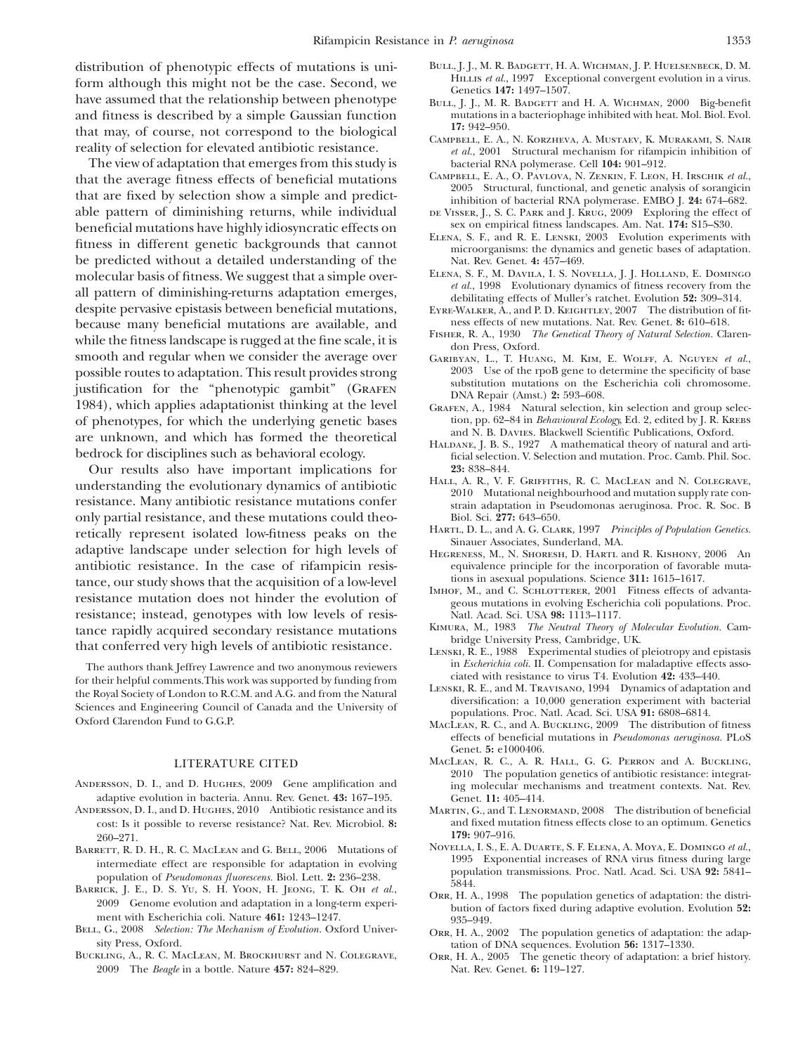distribution of phenotypic effects of mutations is uniform although this might not be the case. Second, we have assumed that the relationship between phenotype and fitness is described by a simple Gaussian function that may, of course, not correspond to the biological reality of selection for elevated antibiotic resistance.

The view of adaptation that emerges from this study is that the average fitness effects of beneficial mutations that are fixed by selection show a simple and predictable pattern of diminishing returns, while individual beneficial mutations have highly idiosyncratic effects on fitness in different genetic backgrounds that cannot be predicted without a detailed understanding of the molecular basis of fitness. We suggest that a simple overall pattern of diminishing-returns adaptation emerges, despite pervasive epistasis between beneficial mutations, because many beneficial mutations are available, and while the fitness landscape is rugged at the fine scale, it is smooth and regular when we consider the average over possible routes to adaptation. This result provides strong justification for the "phenotypic gambit" (Grafen 1984), which applies adaptationist thinking at the level of phenotypes, for which the underlying genetic bases are unknown, and which has formed the theoretical bedrock for disciplines such as behavioral ecology.

Our results also have important implications for understanding the evolutionary dynamics of antibiotic resistance. Many antibiotic resistance mutations confer only partial resistance, and these mutations could theoretically represent isolated low-fitness peaks on the adaptive landscape under selection for high levels of antibiotic resistance. In the case of rifampicin resistance, our study shows that the acquisition of a low-level resistance mutation does not hinder the evolution of resistance; instead, genotypes with low levels of resistance rapidly acquired secondary resistance mutations that conferred very high levels of antibiotic resistance.

The authors thank Jeffrey Lawrence and two anonymous reviewers for their helpful comments.This work was supported by funding from the Royal Society of London to R.C.M. and A.G. and from the Natural Sciences and Engineering Council of Canada and the University of Oxford Clarendon Fund to G.G.P.

## LITERATURE CITED

Andersson, D. I., and D. Hughes, 2009 Gene amplification and adaptive evolution in bacteria. Annu. Rev. Genet. **43:** 167–195.

Andersson, D. I., and D. Hughes, 2010 Antibiotic resistance and its cost: Is it possible to reverse resistance? Nat. Rev. Microbiol. **8:** 260–271.

Barrett, R. D. H., R. C. MacLean and G. Bell, 2006 Mutations of intermediate effect are responsible for adaptation in evolving population of *Pseudomonas fluorescens*. Biol. Lett. **2:** 236–238.

Barrick, J. E., D. S. Yu, S. H. Yoon, H. Jeong, T. K. Oh *et al.*, 2009 Genome evolution and adaptation in a long-term experiment with Escherichia coli. Nature **461:** 1243–1247.

Bell, G., 2008 *Selection: The Mechanism of Evolution*. Oxford University Press, Oxford.

Buckling, A., R. C. MacLean, M. Brockhurst and N. Colegrave, 2009 The *Beagle* in a bottle. Nature **457:** 824–829.

Bull, J. J., M. R. Badgett, H. A. Wichman, J. P. Huelsenbeck, D. M. Hillis *et al.*, 1997 Exceptional convergent evolution in a virus. Genetics **147:** 1497–1507.

Bull, J. J., M. R. Badgett and H. A. Wichman, 2000 Big-benefit mutations in a bacteriophage inhibited with heat. Mol. Biol. Evol. **17:** 942–950.

Campbell, E. A., N. Korzheva, A. Mustaev, K. Murakami, S. Nair *et al.*, 2001 Structural mechanism for rifampicin inhibition of bacterial RNA polymerase. Cell **104:** 901–912.

Campbell, E. A., O. Pavlova, N. Zenkin, F. Leon, H. Irschik *et al.*, 2005 Structural, functional, and genetic analysis of sorangicin inhibition of bacterial RNA polymerase. EMBO J. **24:** 674–682.

de Visser, J., S. C. Park and J. Krug, 2009 Exploring the effect of sex on empirical fitness landscapes. Am. Nat. **174:** S15–S30.

Elena, S. F., and R. E. Lenski, 2003 Evolution experiments with microorganisms: the dynamics and genetic bases of adaptation. Nat. Rev. Genet. **4:** 457–469.

Elena, S. F., M. Davila, I. S. Novella, J. J. Holland, E. Domingo *et al.*, 1998 Evolutionary dynamics of fitness recovery from the debilitating effects of Muller's ratchet. Evolution **52:** 309–314.

Eyre-Walker, A., and P. D. Keightley, 2007 The distribution of fitness effects of new mutations. Nat. Rev. Genet. **8:** 610–618.

Fisher, R. A., 1930 *The Genetical Theory of Natural Selection*. Clarendon Press, Oxford.

Garibyan, L., T. Huang, M. Kim, E. Wolff, A. Nguyen *et al.*, 2003 Use of the rpoB gene to determine the specificity of base substitution mutations on the Escherichia coli chromosome. DNA Repair (Amst.) **2:** 593–608.

Grafen, A., 1984 Natural selection, kin selection and group selection, pp. 62–84 in *Behavioural Ecology*, Ed. 2, edited by J. R. Krebs and N. B. Davies. Blackwell Scientific Publications, Oxford.

Haldane, J. B. S., 1927 A mathematical theory of natural and artificial selection. V. Selection and mutation. Proc. Camb. Phil. Soc. **23:** 838–844.

Hall, A. R., V. F. Griffiths, R. C. MacLean and N. Colegrave, 2010 Mutational neighbourhood and mutation supply rate constrain adaptation in Pseudomonas aeruginosa. Proc. R. Soc. B Biol. Sci. **277:** 643–650.

Hartl, D. L., and A. G. Clark, 1997 *Principles of Population Genetics*. Sinauer Associates, Sunderland, MA.

Hegreness, M., N. Shoresh, D. Hartl and R. Kishony, 2006 An equivalence principle for the incorporation of favorable mutations in asexual populations. Science **311:** 1615–1617.

Imhof, M., and C. Schlotterer, 2001 Fitness effects of advantageous mutations in evolving Escherichia coli populations. Proc. Natl. Acad. Sci. USA **98:** 1113–1117.

Kimura, M., 1983 *The Neutral Theory of Molecular Evolution*. Cambridge University Press, Cambridge, UK.

Lenski, R. E., 1988 Experimental studies of pleiotropy and epistasis in *Escherichia coli*. II. Compensation for maladaptive effects associated with resistance to virus T4. Evolution **42:** 433–440.

Lenski, R. E., and M. Travisano, 1994 Dynamics of adaptation and diversification: a 10,000 generation experiment with bacterial populations. Proc. Natl. Acad. Sci. USA **91:** 6808–6814.

MacLean, R. C., and A. Buckling, 2009 The distribution of fitness effects of beneficial mutations in *Pseudomonas aeruginosa*. PLoS Genet. **5:** e1000406.

MacLean, R. C., A. R. Hall, G. G. Perron and A. Buckling, 2010 The population genetics of antibiotic resistance: integrating molecular mechanisms and treatment contexts. Nat. Rev. Genet. **11:** 405–414.

Martin, G., and T. Lenormand, 2008 The distribution of beneficial and fixed mutation fitness effects close to an optimum. Genetics **179:** 907–916.

Novella, I. S., E. A. Duarte, S. F. Elena, A. Moya, E. Domingo *et al.*, 1995 Exponential increases of RNA virus fitness during large population transmissions. Proc. Natl. Acad. Sci. USA **92:** 5841–5844.

Orr, H. A., 1998 The population genetics of adaptation: the distribution of factors fixed during adaptive evolution. Evolution **52:** 935–949.

Orr, H. A., 2002 The population genetics of adaptation: the adaptation of DNA sequences. Evolution **56:** 1317–1330.

Orr, H. A., 2005 The genetic theory of adaptation: a brief history. Nat. Rev. Genet. **6:** 119–127.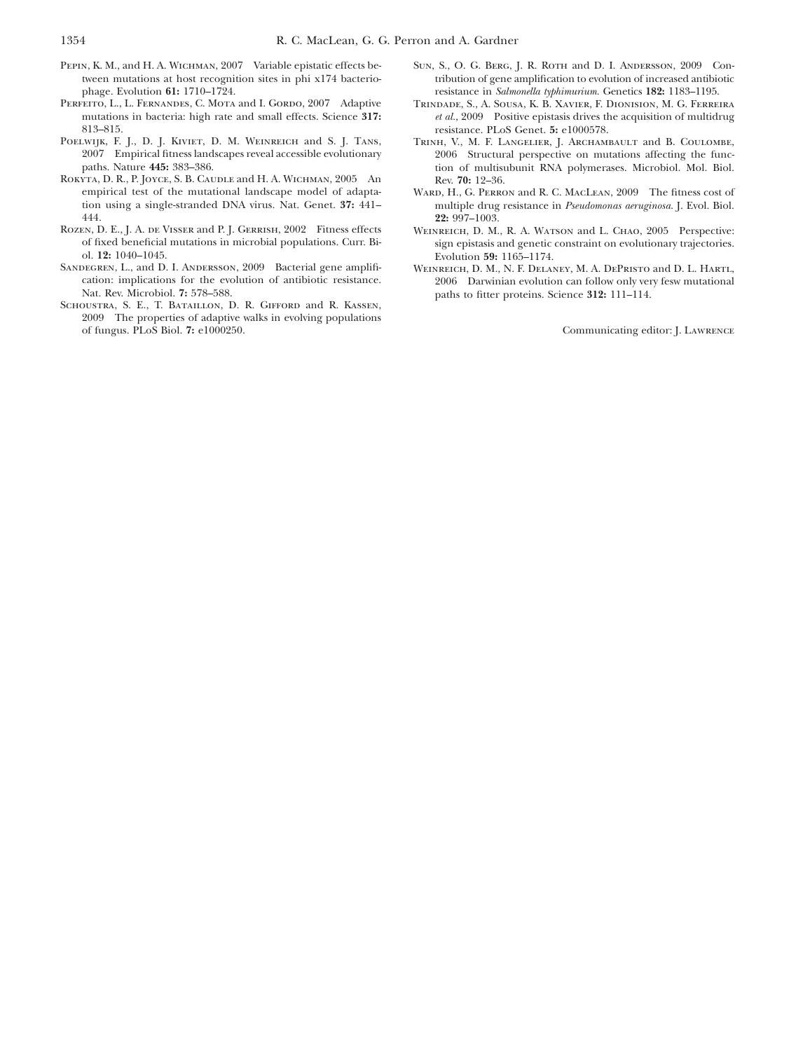Pepin, K. M., and H. A. Wichman, 2007 Variable epistatic effects between mutations at host recognition sites in phi x174 bacteriophage. Evolution **61:** 1710–1724.

Perfeito, L., L. Fernandes, C. Mota and I. Gordo, 2007 Adaptive mutations in bacteria: high rate and small effects. Science **317:** 813–815.

Poelwijk, F. J., D. J. Kiviet, D. M. Weinreich and S. J. Tans, 2007 Empirical fitness landscapes reveal accessible evolutionary paths. Nature **445:** 383–386.

Rokyta, D. R., P. Joyce, S. B. Caudle and H. A. Wichman, 2005 An empirical test of the mutational landscape model of adaptation using a single-stranded DNA virus. Nat. Genet. **37:** 441–444.

Rozen, D. E., J. A. de Visser and P. J. Gerrish, 2002 Fitness effects of fixed beneficial mutations in microbial populations. Curr. Biol. **12:** 1040–1045.

Sandegren, L., and D. I. Andersson, 2009 Bacterial gene amplification: implications for the evolution of antibiotic resistance. Nat. Rev. Microbiol. **7:** 578–588.

Schoustra, S. E., T. Bataillon, D. R. Gifford and R. Kassen, 2009 The properties of adaptive walks in evolving populations of fungus. PLoS Biol. **7:** e1000250.

Sun, S., O. G. Berg, J. R. Roth and D. I. Andersson, 2009 Contribution of gene amplification to evolution of increased antibiotic resistance in *Salmonella typhimurium*. Genetics **182:** 1183–1195.

Trindade, S., A. Sousa, K. B. Xavier, F. Dionisio, M. G. Ferreira *et al.*, 2009 Positive epistasis drives the acquisition of multidrug resistance. PLoS Genet. **5:** e1000578.

Trinh, V., M. F. Langelier, J. Archambault and B. Coulombe, 2006 Structural perspective on mutations affecting the function of multisubunit RNA polymerases. Microbiol. Mol. Biol. Rev. **70:** 12–36.

Ward, H., G. Perron and R. C. MacLean, 2009 The fitness cost of multiple drug resistance in *Pseudomonas aeruginosa*. J. Evol. Biol. **22:** 997–1003.

Weinreich, D. M., R. A. Watson and L. Chao, 2005 Perspective: sign epistasis and genetic constraint on evolutionary trajectories. Evolution **59:** 1165–1174.

Weinreich, D. M., N. F. Delaney, M. A. DePristo and D. L. Hartl, 2006 Darwinian evolution can follow only very fesw mutational paths to fitter proteins. Science **312:** 111–114.

Communicating editor: J. Lawrence